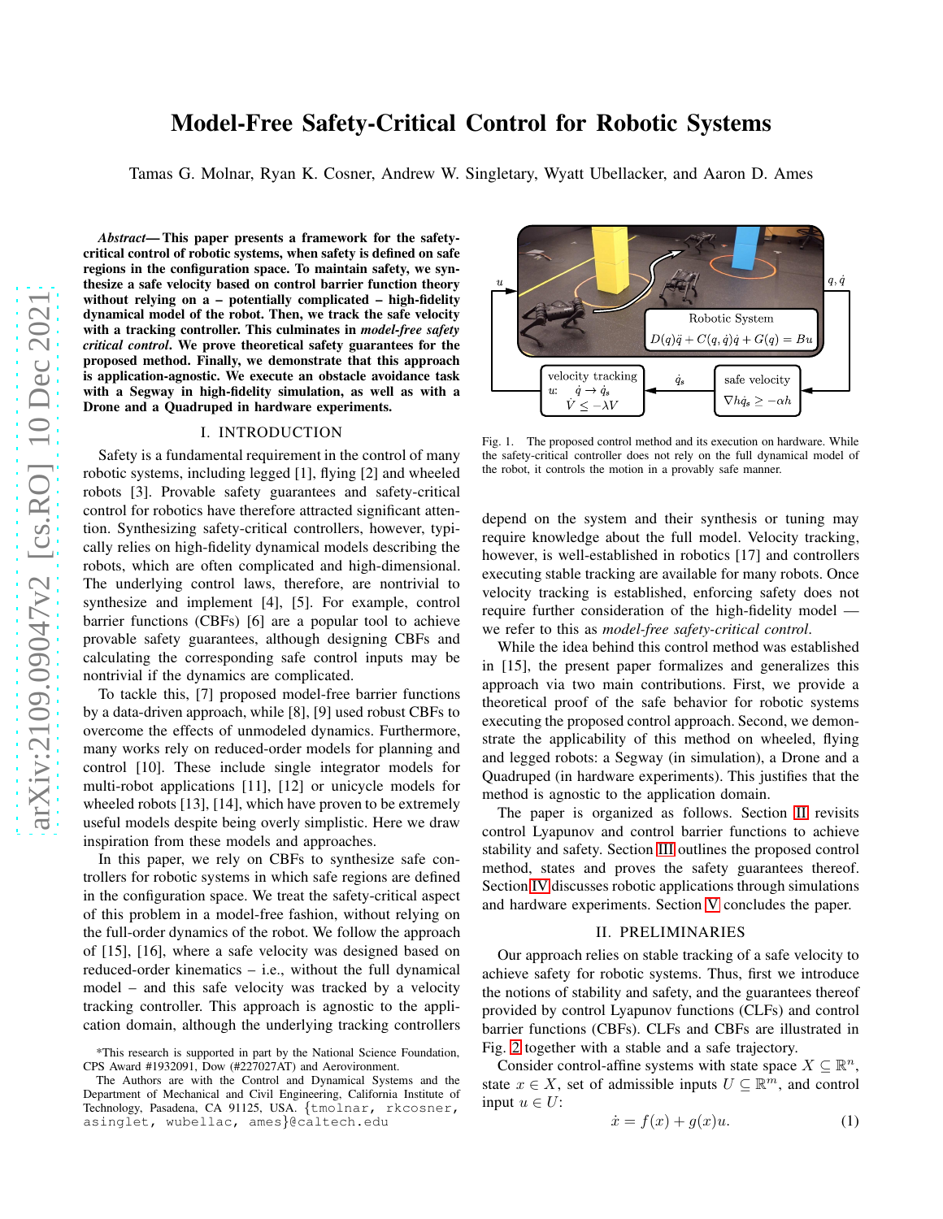# Model-Free Safety-Critical Control for Robotic Systems

Tamas G. Molnar, Ryan K. Cosner, Andrew W. Singletary, Wyatt Ubellacker, and Aaron D. Ames

***Abstract*— This paper presents a framework for the safety-critical control of robotic systems, when safety is defined on safe regions in the configuration space. To maintain safety, we synthesize a safe velocity based on control barrier function theory without relying on a – potentially complicated – high-fidelity dynamical model of the robot. Then, we track the safe velocity with a tracking controller. This culminates in *model-free safety critical control*. We prove theoretical safety guarantees for the proposed method. Finally, we demonstrate that this approach is application-agnostic. We execute an obstacle avoidance task with a Segway in high-fidelity simulation, as well as with a Drone and a Quadruped in hardware experiments.**

Fig. 1. The proposed control method and its execution on hardware. While the safety-critical controller does not rely on the full dynamical model of the robot, it controls the motion in a provably safe manner.

## I. INTRODUCTION

Safety is a fundamental requirement in the control of many robotic systems, including legged [1], flying [2] and wheeled robots [3]. Provable safety guarantees and safety-critical control for robotics have therefore attracted significant attention. Synthesizing safety-critical controllers, however, typically relies on high-fidelity dynamical models describing the robots, which are often complicated and high-dimensional. The underlying control laws, therefore, are nontrivial to synthesize and implement [4], [5]. For example, control barrier functions (CBFs) [6] are a popular tool to achieve provable safety guarantees, although designing CBFs and calculating the corresponding safe control inputs may be nontrivial if the dynamics are complicated.

To tackle this, [7] proposed model-free barrier functions by a data-driven approach, while [8], [9] used robust CBFs to overcome the effects of unmodeled dynamics. Furthermore, many works rely on reduced-order models for planning and control [10]. These include single integrator models for multi-robot applications [11], [12] or unicycle models for wheeled robots [13], [14], which have proven to be extremely useful models despite being overly simplistic. Here we draw inspiration from these models and approaches.

In this paper, we rely on CBFs to synthesize safe controllers for robotic systems in which safe regions are defined in the configuration space. We treat the safety-critical aspect of this problem in a model-free fashion, without relying on the full-order dynamics of the robot. We follow the approach of [15], [16], where a safe velocity was designed based on reduced-order kinematics – i.e., without the full dynamical model – and this safe velocity was tracked by a velocity tracking controller. This approach is agnostic to the application domain, although the underlying tracking controllers depend on the system and their synthesis or tuning may require knowledge about the full model. Velocity tracking, however, is well-established in robotics [17] and controllers executing stable tracking are available for many robots. Once velocity tracking is established, enforcing safety does not require further consideration of the high-fidelity model — we refer to this as *model-free safety-critical control*.

While the idea behind this control method was established in [15], the present paper formalizes and generalizes this approach via two main contributions. First, we provide a theoretical proof of the safe behavior for robotic systems executing the proposed control approach. Second, we demonstrate the applicability of this method on wheeled, flying and legged robots: a Segway (in simulation), a Drone and a Quadruped (in hardware experiments). This justifies that the method is agnostic to the application domain.

The paper is organized as follows. Section II revisits control Lyapunov and control barrier functions to achieve stability and safety. Section III outlines the proposed control method, states and proves the safety guarantees thereof. Section IV discusses robotic applications through simulations and hardware experiments. Section V concludes the paper.

## II. PRELIMINARIES

Our approach relies on stable tracking of a safe velocity to achieve safety for robotic systems. Thus, first we introduce the notions of stability and safety, and the guarantees thereof provided by control Lyapunov functions (CLFs) and control barrier functions (CBFs). CLFs and CBFs are illustrated in Fig. 2 together with a stable and a safe trajectory.

Consider control-affine systems with state space $X \subseteq \mathbb{R}^n$, state $x \in X$, set of admissible inputs $U \subseteq \mathbb{R}^m$, and control input $u \in U$:

$$\dot{x} = f(x) + g(x)u. \tag{1}$$

\*This research is supported in part by the National Science Foundation, CPS Award #1932091, Dow (#227027AT) and Aerovironment.

The Authors are with the Control and Dynamical Systems and the Department of Mechanical and Civil Engineering, California Institute of Technology, Pasadena, CA 91125, USA. {tmolnar, rkcosner, asinglet, wubellac, ames}@caltech.edu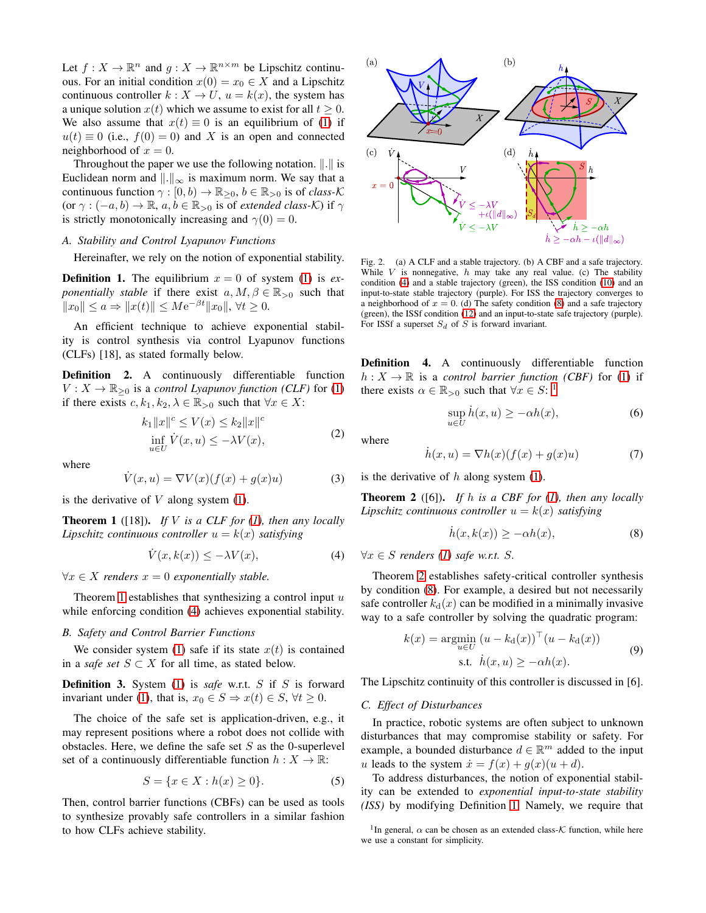Let $f : X \to \mathbb{R}^n$ and $g : X \to \mathbb{R}^{n\times m}$ be Lipschitz continuous. For an initial condition $x(0) = x_0 \in X$ and a Lipschitz continuous controller $k : X \to U$, $u = k(x)$, the system has a unique solution $x(t)$ which we assume to exist for all $t \geq 0$. We also assume that $x(t) \equiv 0$ is an equilibrium of (1) if $u(t) \equiv 0$ (i.e., $f(0) = 0$) and $X$ is an open and connected neighborhood of $x = 0$.

Throughout the paper we use the following notation. $\|.\|$ is Euclidean norm and $\|.\|_\infty$ is maximum norm. We say that a continuous function $\gamma : [0, b) \to \mathbb{R}_{\geq 0}$, $b \in \mathbb{R}_{>0}$ is of *class-$\mathcal{K}$* (or $\gamma : (-a, b) \to \mathbb{R}$, $a, b \in \mathbb{R}_{>0}$ is of *extended class-$\mathcal{K}$*) if $\gamma$ is strictly monotonically increasing and $\gamma(0) = 0$.

### A. Stability and Control Lyapunov Functions

Hereinafter, we rely on the notion of exponential stability.

**Definition 1.** The equilibrium $x = 0$ of system (1) is *exponentially stable* if there exist $a, M, \beta \in \mathbb{R}_{>0}$ such that $\|x_0\| \leq a \Rightarrow \|x(t)\| \leq M\mathrm{e}^{-\beta t}\|x_0\|$, $\forall t \geq 0$.

An efficient technique to achieve exponential stability is control synthesis via control Lyapunov functions (CLFs) [18], as stated formally below.

**Definition 2.** A continuously differentiable function $V : X \to \mathbb{R}_{\geq 0}$ is a *control Lyapunov function (CLF)* for (1) if there exists $c, k_1, k_2, \lambda \in \mathbb{R}_{>0}$ such that $\forall x \in X$:

$$
\begin{aligned}
k_1\|x\|^c \leq V(x) \leq k_2\|x\|^c \\
\inf_{u\in U} \dot{V}(x, u) \leq -\lambda V(x),
\end{aligned}
\tag{2}
$$

where

$$
\dot{V}(x, u) = \nabla V(x)(f(x) + g(x)u) \tag{3}
$$

is the derivative of $V$ along system (1).

**Theorem 1** ([18]). *If $V$ is a CLF for (1), then any locally Lipschitz continuous controller $u = k(x)$ satisfying*

$$
\dot{V}(x, k(x)) \leq -\lambda V(x), \tag{4}
$$

*$\forall x \in X$ renders $x = 0$ exponentially stable.*

Theorem 1 establishes that synthesizing a control input $u$ while enforcing condition (4) achieves exponential stability.

### B. Safety and Control Barrier Functions

We consider system (1) safe if its state $x(t)$ is contained in a *safe set* $S \subset X$ for all time, as stated below.

**Definition 3.** System (1) is *safe* w.r.t. $S$ if $S$ is forward invariant under (1), that is, $x_0 \in S \Rightarrow x(t) \in S$, $\forall t \geq 0$.

The choice of the safe set is application-driven, e.g., it may represent positions where a robot does not collide with obstacles. Here, we define the safe set $S$ as the 0-superlevel set of a continuously differentiable function $h : X \to \mathbb{R}$:

$$
S = \{x \in X : h(x) \geq 0\}. \tag{5}
$$

Then, control barrier functions (CBFs) can be used as tools to synthesize provably safe controllers in a similar fashion to how CLFs achieve stability.

Fig. 2. (a) A CLF and a stable trajectory. (b) A CBF and a safe trajectory. While $V$ is nonnegative, $h$ may take any real value. (c) The stability condition (4) and a stable trajectory (green), the ISS condition (10) and an input-to-state stable trajectory (purple). For ISS the trajectory converges to a neighborhood of $x = 0$. (d) The safety condition (8) and a safe trajectory (green), the ISSf condition (12) and an input-to-state safe trajectory (purple). For ISSf a superset $S_d$ of $S$ is forward invariant.

**Definition 4.** A continuously differentiable function $h : X \to \mathbb{R}$ is a *control barrier function (CBF)* for (1) if there exists $\alpha \in \mathbb{R}_{>0}$ such that $\forall x \in S$: [1]

$$
\sup_{u\in U} \dot{h}(x, u) \geq -\alpha h(x), \tag{6}
$$

where

$$
\dot{h}(x, u) = \nabla h(x)(f(x) + g(x)u) \tag{7}
$$

is the derivative of $h$ along system (1).

**Theorem 2** ([6]). *If $h$ is a CBF for (1), then any locally Lipschitz continuous controller $u = k(x)$ satisfying*

$$
\dot{h}(x, k(x)) \geq -\alpha h(x), \tag{8}
$$

*$\forall x \in S$ renders (1) safe w.r.t. $S$.*

Theorem 2 establishes safety-critical controller synthesis by condition (8). For example, a desired but not necessarily safe controller $k_\mathrm{d}(x)$ can be modified in a minimally invasive way to a safe controller by solving the quadratic program:

$$
\begin{aligned}
k(x) = \underset{u\in U}{\operatorname{argmin}} \; (u - k_\mathrm{d}(x))^\top(u - k_\mathrm{d}(x)) \\
\text{s.t.} \;\; \dot{h}(x, u) \geq -\alpha h(x).
\end{aligned}
\tag{9}
$$

The Lipschitz continuity of this controller is discussed in [6].

### C. Effect of Disturbances

In practice, robotic systems are often subject to unknown disturbances that may compromise stability or safety. For example, a bounded disturbance $d \in \mathbb{R}^m$ added to the input $u$ leads to the system $\dot{x} = f(x) + g(x)(u + d)$.

To address disturbances, the notion of exponential stability can be extended to *exponential input-to-state stability (ISS)* by modifying Definition 1. Namely, we require that

[1] In general, $\alpha$ can be chosen as an extended class-$\mathcal{K}$ function, while here we use a constant for simplicity.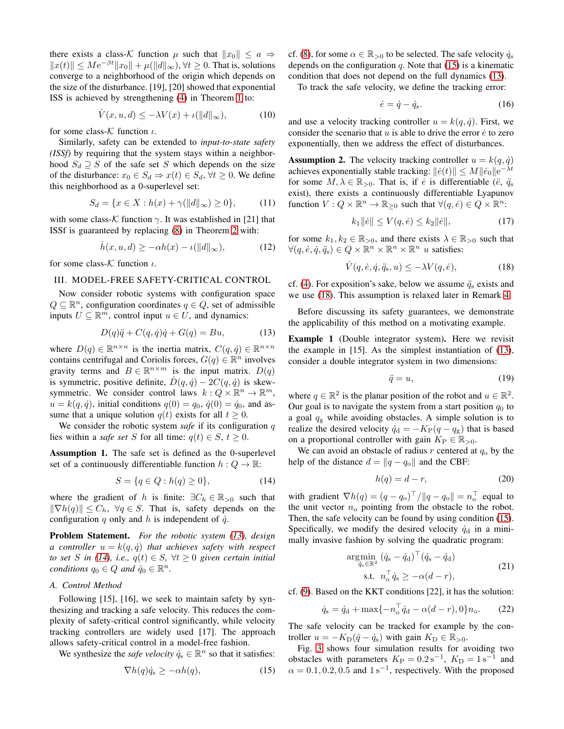there exists a class-$\mathcal{K}$ function $\mu$ such that $\|x_0\| \leq a \Rightarrow \|x(t)\| \leq M\mathrm{e}^{-\beta t}\|x_0\| + \mu(\|d\|_\infty)$, $\forall t \geq 0$. That is, solutions converge to a neighborhood of the origin which depends on the size of the disturbance. [19], [20] showed that exponential ISS is achieved by strengthening (4) in Theorem 1 to:

$$\dot{V}(x,u,d) \leq -\lambda V(x) + \iota(\|d\|_\infty), \tag{10}$$

for some class-$\mathcal{K}$ function $\iota$.

Similarly, safety can be extended to *input-to-state safety (ISSf)* by requiring that the system stays within a neighborhood $S_d \supseteq S$ of the safe set $S$ which depends on the size of the disturbance: $x_0 \in S_d \Rightarrow x(t) \in S_d, \forall t \geq 0$. We define this neighborhood as a 0-superlevel set:

$$S_d = \{x \in X : h(x) + \gamma(\|d\|_\infty) \geq 0\}, \tag{11}$$

with some class-$\mathcal{K}$ function $\gamma$. It was established in [21] that ISSf is guaranteed by replacing (8) in Theorem 2 with:

$$\dot{h}(x,u,d) \geq -\alpha h(x) - \iota(\|d\|_\infty), \tag{12}$$

for some class-$\mathcal{K}$ function $\iota$.

## III. MODEL-FREE SAFETY-CRITICAL CONTROL

Now consider robotic systems with configuration space $Q \subseteq \mathbb{R}^n$, configuration coordinates $q \in Q$, set of admissible inputs $U \subseteq \mathbb{R}^m$, control input $u \in U$, and dynamics:

$$D(q)\ddot{q} + C(q,\dot{q})\dot{q} + G(q) = Bu, \tag{13}$$

where $D(q) \in \mathbb{R}^{n\times n}$ is the inertia matrix, $C(q,\dot{q}) \in \mathbb{R}^{n\times n}$ contains centrifugal and Coriolis forces, $G(q) \in \mathbb{R}^n$ involves gravity terms and $B \in \mathbb{R}^{n\times m}$ is the input matrix. $D(q)$ is symmetric, positive definite, $\dot{D}(q,\dot{q}) - 2C(q,\dot{q})$ is skew-symmetric. We consider control laws $k : Q \times \mathbb{R}^n \to \mathbb{R}^m$, $u = k(q,\dot{q})$, initial conditions $q(0) = q_0$, $\dot{q}(0) = \dot{q}_0$, and assume that a unique solution $q(t)$ exists for all $t \geq 0$.

We consider the robotic system *safe* if its configuration $q$ lies within a *safe set* $S$ for all time: $q(t) \in S$, $t \geq 0$.

**Assumption 1.** The safe set is defined as the 0-superlevel set of a continuously differentiable function $h : Q \to \mathbb{R}$:

$$S = \{q \in Q : h(q) \geq 0\}, \tag{14}$$

where the gradient of $h$ is finite: $\exists C_h \in \mathbb{R}_{>0}$ such that $\|\nabla h(q)\| \leq C_h$, $\forall q \in S$. That is, safety depends on the configuration $q$ only and $h$ is independent of $\dot{q}$.

**Problem Statement.** *For the robotic system (13), design a controller $u = k(q,\dot{q})$ that achieves safety with respect to set $S$ in (14), i.e., $q(t) \in S$, $\forall t \geq 0$ given certain initial conditions $q_0 \in Q$ and $\dot{q}_0 \in \mathbb{R}^n$.*

### A. Control Method

Following [15], [16], we seek to maintain safety by synthesizing and tracking a safe velocity. This reduces the complexity of safety-critical control significantly, while velocity tracking controllers are widely used [17]. The approach allows safety-critical control in a model-free fashion.

We synthesize the *safe velocity* $\dot{q}_\mathrm{s} \in \mathbb{R}^n$ so that it satisfies:

$$\nabla h(q)\dot{q}_\mathrm{s} \geq -\alpha h(q), \tag{15}$$

cf. (8), for some $\alpha \in \mathbb{R}_{>0}$ to be selected. The safe velocity $\dot{q}_\mathrm{s}$ depends on the configuration $q$. Note that (15) is a kinematic condition that does not depend on the full dynamics (13).

To track the safe velocity, we define the tracking error:

$$\dot{e} = \dot{q} - \dot{q}_\mathrm{s}. \tag{16}$$

and use a velocity tracking controller $u = k(q,\dot{q})$. First, we consider the scenario that $u$ is able to drive the error $\dot{e}$ to zero exponentially, then we address the effect of disturbances.

**Assumption 2.** The velocity tracking controller $u = k(q,\dot{q})$ achieves exponentially stable tracking: $\|\dot{e}(t)\| \leq M\|\dot{e}_0\|\mathrm{e}^{-\lambda t}$ for some $M, \lambda \in \mathbb{R}_{>0}$. That is, if $\dot{e}$ is differentiable ($\ddot{e}$, $\ddot{q}_\mathrm{s}$ exist), there exists a continuously differentiable Lyapunov function $V : Q \times \mathbb{R}^n \to \mathbb{R}_{\geq 0}$ such that $\forall (q,\dot{e}) \in Q \times \mathbb{R}^n$:

$$k_1\|\dot{e}\| \leq V(q,\dot{e}) \leq k_2\|\dot{e}\|, \tag{17}$$

for some $k_1, k_2 \in \mathbb{R}_{>0}$, and there exists $\lambda \in \mathbb{R}_{>0}$ such that $\forall (q,\dot{e},\dot{q},\ddot{q}_\mathrm{s}) \in Q \times \mathbb{R}^n \times \mathbb{R}^n \times \mathbb{R}^n$ $u$ satisfies:

$$\dot{V}(q,\dot{e},\dot{q},\ddot{q}_\mathrm{s},u) \leq -\lambda V(q,\dot{e}), \tag{18}$$

cf. (4). For exposition's sake, below we assume $\ddot{q}_\mathrm{s}$ exists and we use (18). This assumption is relaxed later in Remark 4.

Before discussing its safety guarantees, we demonstrate the applicability of this method on a motivating example.

**Example 1** **(Double integrator system).** Here we revisit the example in [15]. As the simplest instantiation of (13), consider a double integrator system in two dimensions:

$$\ddot{q} = u, \tag{19}$$

where $q \in \mathbb{R}^2$ is the planar position of the robot and $u \in \mathbb{R}^2$. Our goal is to navigate the system from a start position $q_0$ to a goal $q_\mathrm{g}$ while avoiding obstacles. A simple solution is to realize the desired velocity $\dot{q}_\mathrm{d} = -K_\mathrm{P}(q - q_\mathrm{g})$ that is based on a proportional controller with gain $K_\mathrm{P} \in \mathbb{R}_{>0}$.

We can avoid an obstacle of radius $r$ centered at $q_\mathrm{o}$ by the help of the distance $d = \|q - q_\mathrm{o}\|$ and the CBF:

$$h(q) = d - r, \tag{20}$$

with gradient $\nabla h(q) = (q - q_\mathrm{o})^\top / \|q - q_\mathrm{o}\| = n_\mathrm{o}^\top$ equal to the unit vector $n_\mathrm{o}$ pointing from the obstacle to the robot. Then, the safe velocity can be found by using condition (15). Specifically, we modify the desired velocity $\dot{q}_\mathrm{d}$ in a minimally invasive fashion by solving the quadratic program:

$$\begin{aligned} \underset{\dot{q}_\mathrm{s} \in \mathbb{R}^2}{\operatorname{argmin}} \;\; & (\dot{q}_\mathrm{s} - \dot{q}_\mathrm{d})^\top (\dot{q}_\mathrm{s} - \dot{q}_\mathrm{d}) \\ \text{s.t.} \;\; & n_\mathrm{o}^\top \dot{q}_\mathrm{s} \geq -\alpha(d - r), \end{aligned} \tag{21}$$

cf. (9). Based on the KKT conditions [22], it has the solution:

$$\dot{q}_\mathrm{s} = \dot{q}_\mathrm{d} + \max\{-n_\mathrm{o}^\top \dot{q}_\mathrm{d} - \alpha(d - r), 0\} n_\mathrm{o}. \tag{22}$$

The safe velocity can be tracked for example by the controller $u = -K_\mathrm{D}(\dot{q} - \dot{q}_\mathrm{s})$ with gain $K_\mathrm{D} \in \mathbb{R}_{>0}$.

Fig. 3 shows four simulation results for avoiding two obstacles with parameters $K_\mathrm{P} = 0.2\,\mathrm{s}^{-1}$, $K_\mathrm{D} = 1\,\mathrm{s}^{-1}$ and $\alpha = 0.1, 0.2, 0.5$ and $1\,\mathrm{s}^{-1}$, respectively. With the proposed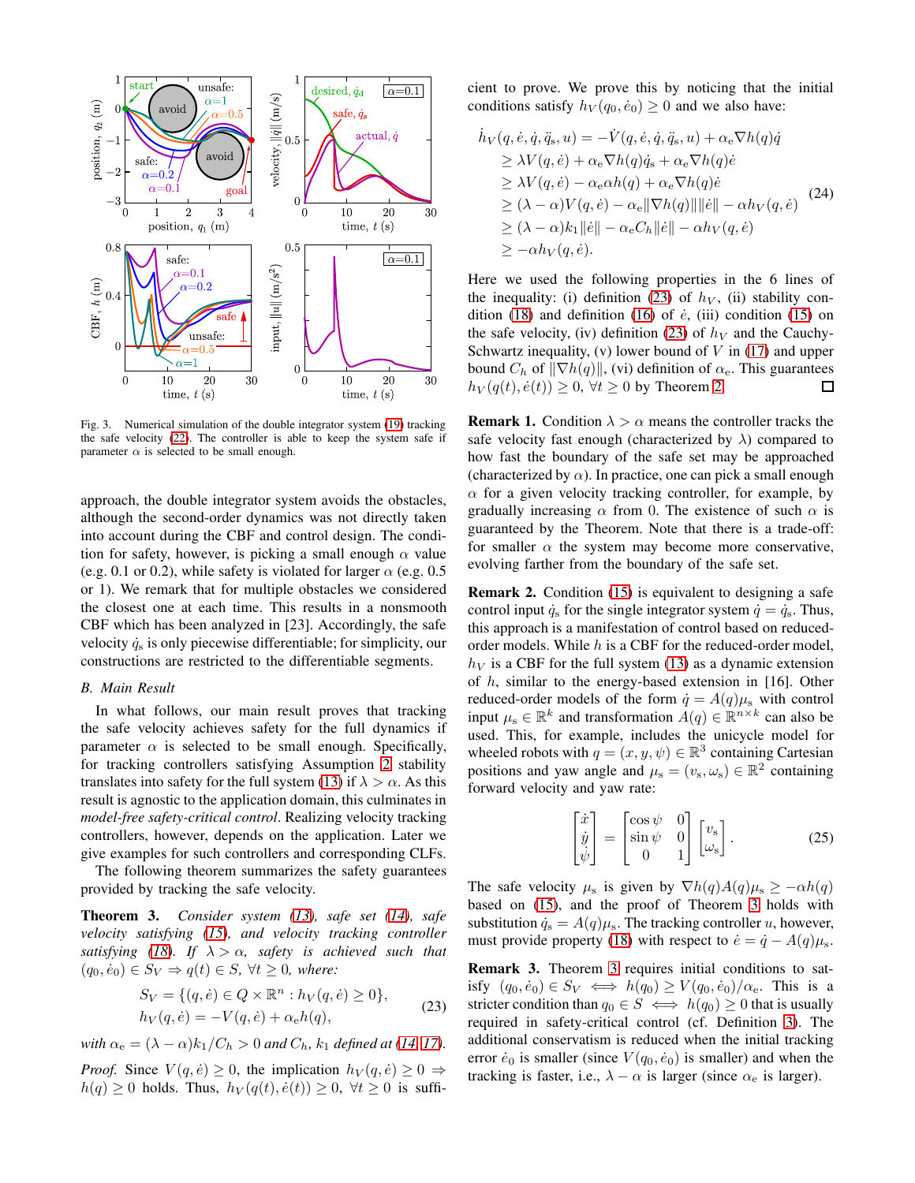Fig. 3. Numerical simulation of the double integrator system (19) tracking the safe velocity (22). The controller is able to keep the system safe if parameter $\alpha$ is selected to be small enough.

approach, the double integrator system avoids the obstacles, although the second-order dynamics was not directly taken into account during the CBF and control design. The condition for safety, however, is picking a small enough $\alpha$ value (e.g. 0.1 or 0.2), while safety is violated for larger $\alpha$ (e.g. 0.5 or 1). We remark that for multiple obstacles we considered the closest one at each time. This results in a nonsmooth CBF which has been analyzed in [23]. Accordingly, the safe velocity $\dot{q}_{\rm s}$ is only piecewise differentiable; for simplicity, our constructions are restricted to the differentiable segments.

### B. Main Result

In what follows, our main result proves that tracking the safe velocity achieves safety for the full dynamics if parameter $\alpha$ is selected to be small enough. Specifically, for tracking controllers satisfying Assumption 2 stability translates into safety for the full system (13) if $\lambda > \alpha$. As this result is agnostic to the application domain, this culminates in *model-free safety-critical control*. Realizing velocity tracking controllers, however, depends on the application. Later we give examples for such controllers and corresponding CLFs.

The following theorem summarizes the safety guarantees provided by tracking the safe velocity.

**Theorem 3.** *Consider system (13), safe set (14), safe velocity satisfying (15), and velocity tracking controller satisfying (18). If $\lambda > \alpha$, safety is achieved such that $(q_0, \dot{e}_0) \in S_V \Rightarrow q(t) \in S$, $\forall t \geq 0$, where:*

$$
\begin{aligned}
S_V &= \{(q, \dot{e}) \in Q \times \mathbb{R}^n : h_V(q, \dot{e}) \geq 0\}, \\
h_V(q, \dot{e}) &= -V(q, \dot{e}) + \alpha_{\rm e} h(q),
\end{aligned}
\tag{23}
$$

*with $\alpha_{\rm e} = (\lambda - \alpha)k_1/C_h > 0$ and $C_h$, $k_1$ defined at (14, 17).*

*Proof.* Since $V(q, \dot{e}) \geq 0$, the implication $h_V(q, \dot{e}) \geq 0 \Rightarrow h(q) \geq 0$ holds. Thus, $h_V(q(t), \dot{e}(t)) \geq 0$, $\forall t \geq 0$ is sufficient to prove. We prove this by noticing that the initial conditions satisfy $h_V(q_0, \dot{e}_0) \geq 0$ and we also have:

$$
\begin{aligned}
\dot{h}_V(q, \dot{e}, \dot{q}, \ddot{q}_{\rm s}, u) &= -\dot{V}(q, \dot{e}, \dot{q}, \ddot{q}_{\rm s}, u) + \alpha_{\rm e} \nabla h(q) \dot{q} \\
&\geq \lambda V(q, \dot{e}) + \alpha_{\rm e} \nabla h(q) \dot{q}_{\rm s} + \alpha_{\rm e} \nabla h(q) \dot{e} \\
&\geq \lambda V(q, \dot{e}) - \alpha_{\rm e} \alpha h(q) + \alpha_{\rm e} \nabla h(q) \dot{e} \\
&\geq (\lambda - \alpha) V(q, \dot{e}) - \alpha_{\rm e} \|\nabla h(q)\| \|\dot{e}\| - \alpha h_V(q, \dot{e}) \\
&\geq (\lambda - \alpha) k_1 \|\dot{e}\| - \alpha_{\rm e} C_h \|\dot{e}\| - \alpha h_V(q, \dot{e}) \\
&\geq -\alpha h_V(q, \dot{e}).
\end{aligned}
\tag{24}
$$

Here we used the following properties in the 6 lines of the inequality: (i) definition (23) of $h_V$, (ii) stability condition (18) and definition (16) of $\dot{e}$, (iii) condition (15) on the safe velocity, (iv) definition (23) of $h_V$ and the Cauchy-Schwartz inequality, (v) lower bound of $V$ in (17) and upper bound $C_h$ of $\|\nabla h(q)\|$, (vi) definition of $\alpha_{\rm e}$. This guarantees $h_V(q(t), \dot{e}(t)) \geq 0$, $\forall t \geq 0$ by Theorem 2. $\square$

**Remark 1.** Condition $\lambda > \alpha$ means the controller tracks the safe velocity fast enough (characterized by $\lambda$) compared to how fast the boundary of the safe set may be approached (characterized by $\alpha$). In practice, one can pick a small enough $\alpha$ for a given velocity tracking controller, for example, by gradually increasing $\alpha$ from 0. The existence of such $\alpha$ is guaranteed by the Theorem. Note that there is a trade-off: for smaller $\alpha$ the system may become more conservative, evolving farther from the boundary of the safe set.

**Remark 2.** Condition (15) is equivalent to designing a safe control input $\dot{q}_{\rm s}$ for the single integrator system $\dot{q} = \dot{q}_{\rm s}$. Thus, this approach is a manifestation of control based on reduced-order models. While $h$ is a CBF for the reduced-order model, $h_V$ is a CBF for the full system (13) as a dynamic extension of $h$, similar to the energy-based extension in [16]. Other reduced-order models of the form $\dot{q} = A(q)\mu_{\rm s}$ with control input $\mu_{\rm s} \in \mathbb{R}^k$ and transformation $A(q) \in \mathbb{R}^{n \times k}$ can also be used. This, for example, includes the unicycle model for wheeled robots with $q = (x, y, \psi) \in \mathbb{R}^3$ containing Cartesian positions and yaw angle and $\mu_{\rm s} = (v_{\rm s}, \omega_{\rm s}) \in \mathbb{R}^2$ containing forward velocity and yaw rate:

$$
\begin{bmatrix} \dot{x} \\ \dot{y} \\ \dot{\psi} \end{bmatrix} = \begin{bmatrix} \cos\psi & 0 \\ \sin\psi & 0 \\ 0 & 1 \end{bmatrix} \begin{bmatrix} v_{\rm s} \\ \omega_{\rm s} \end{bmatrix}.
\tag{25}
$$

The safe velocity $\mu_{\rm s}$ is given by $\nabla h(q) A(q) \mu_{\rm s} \geq -\alpha h(q)$ based on (15), and the proof of Theorem 3 holds with substitution $\dot{q}_{\rm s} = A(q)\mu_{\rm s}$. The tracking controller $u$, however, must provide property (18) with respect to $\dot{e} = \dot{q} - A(q)\mu_{\rm s}$.

**Remark 3.** Theorem 3 requires initial conditions to satisfy $(q_0, \dot{e}_0) \in S_V \iff h(q_0) \geq V(q_0, \dot{e}_0)/\alpha_{\rm e}$. This is a stricter condition than $q_0 \in S \iff h(q_0) \geq 0$ that is usually required in safety-critical control (cf. Definition 3). The additional conservatism is reduced when the initial tracking error $\dot{e}_0$ is smaller (since $V(q_0, \dot{e}_0)$ is smaller) and when the tracking is faster, i.e., $\lambda - \alpha$ is larger (since $\alpha_{\rm e}$ is larger).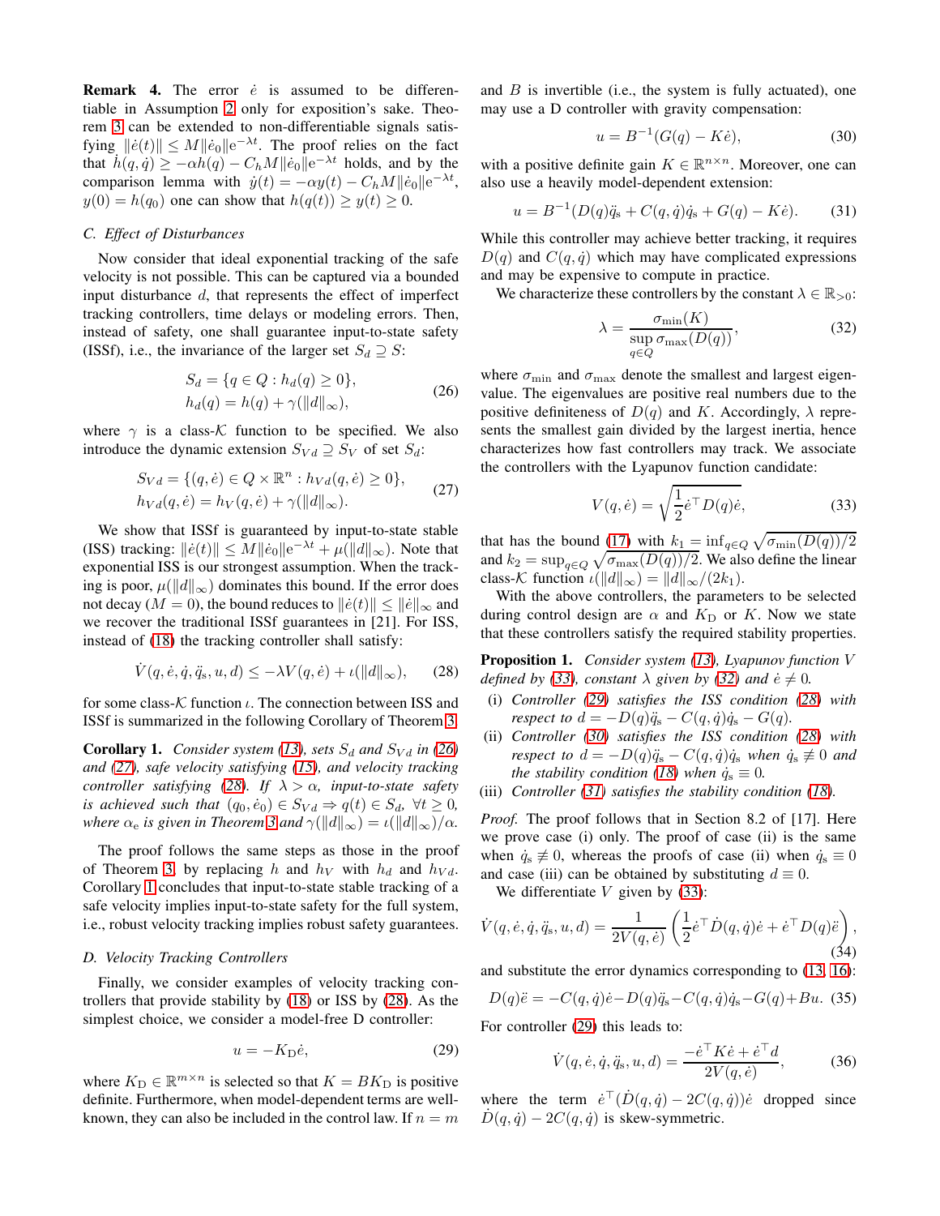**Remark 4.** The error $\dot{e}$ is assumed to be differentiable in Assumption 2 only for exposition's sake. Theorem 3 can be extended to non-differentiable signals satisfying $\|\dot{e}(t)\| \leq M\|\dot{e}_0\|\mathrm{e}^{-\lambda t}$. The proof relies on the fact that $\dot{h}(q,\dot{q}) \geq -\alpha h(q) - C_h M\|\dot{e}_0\|\mathrm{e}^{-\lambda t}$ holds, and by the comparison lemma with $\dot{y}(t) = -\alpha y(t) - C_h M\|\dot{e}_0\|\mathrm{e}^{-\lambda t}$, $y(0) = h(q_0)$ one can show that $h(q(t)) \geq y(t) \geq 0$.

### C. Effect of Disturbances

Now consider that ideal exponential tracking of the safe velocity is not possible. This can be captured via a bounded input disturbance $d$, that represents the effect of imperfect tracking controllers, time delays or modeling errors. Then, instead of safety, one shall guarantee input-to-state safety (ISSf), i.e., the invariance of the larger set $S_d \supseteq S$:

$$
\begin{aligned}
S_d &= \{q \in Q : h_d(q) \geq 0\}, \\
h_d(q) &= h(q) + \gamma(\|d\|_\infty),
\end{aligned}
\tag{26}
$$

where $\gamma$ is a class-$\mathcal{K}$ function to be specified. We also introduce the dynamic extension $S_{Vd} \supseteq S_V$ of set $S_d$:

$$
\begin{aligned}
S_{Vd} &= \{(q,\dot{e}) \in Q \times \mathbb{R}^n : h_{Vd}(q,\dot{e}) \geq 0\}, \\
h_{Vd}(q,\dot{e}) &= h_V(q,\dot{e}) + \gamma(\|d\|_\infty).
\end{aligned}
\tag{27}
$$

We show that ISSf is guaranteed by input-to-state stable (ISS) tracking: $\|\dot{e}(t)\| \leq M\|\dot{e}_0\|\mathrm{e}^{-\lambda t} + \mu(\|d\|_\infty)$. Note that exponential ISS is our strongest assumption. When the tracking is poor, $\mu(\|d\|_\infty)$ dominates this bound. If the error does not decay ($M = 0$), the bound reduces to $\|\dot{e}(t)\| \leq \|\dot{e}\|_\infty$ and we recover the traditional ISSf guarantees in [21]. For ISS, instead of (18) the tracking controller shall satisfy:

$$
\dot{V}(q,\dot{e},\dot{q},\ddot{q}_\mathrm{s},u,d) \leq -\lambda V(q,\dot{e}) + \iota(\|d\|_\infty),
\tag{28}
$$

for some class-$\mathcal{K}$ function $\iota$. The connection between ISS and ISSf is summarized in the following Corollary of Theorem 3.

**Corollary 1.** *Consider system (13), sets $S_d$ and $S_{Vd}$ in (26) and (27), safe velocity satisfying (15), and velocity tracking controller satisfying (28). If $\lambda > \alpha$, input-to-state safety is achieved such that $(q_0,\dot{e}_0) \in S_{Vd} \Rightarrow q(t) \in S_d$, $\forall t \geq 0$, where $\alpha_\mathrm{e}$ is given in Theorem 3 and $\gamma(\|d\|_\infty) = \iota(\|d\|_\infty)/\alpha$.*

The proof follows the same steps as those in the proof of Theorem 3, by replacing $h$ and $h_V$ with $h_d$ and $h_{Vd}$. Corollary 1 concludes that input-to-state stable tracking of a safe velocity implies input-to-state safety for the full system, i.e., robust velocity tracking implies robust safety guarantees.

### D. Velocity Tracking Controllers

Finally, we consider examples of velocity tracking controllers that provide stability by (18) or ISS by (28). As the simplest choice, we consider a model-free D controller:

$$
u = -K_\mathrm{D}\dot{e},
\tag{29}
$$

where $K_\mathrm{D} \in \mathbb{R}^{m\times n}$ is selected so that $K = BK_\mathrm{D}$ is positive definite. Furthermore, when model-dependent terms are well-known, they can also be included in the control law. If $n = m$ and $B$ is invertible (i.e., the system is fully actuated), one may use a D controller with gravity compensation:

$$
u = B^{-1}(G(q) - K\dot{e}),
\tag{30}
$$

with a positive definite gain $K \in \mathbb{R}^{n\times n}$. Moreover, one can also use a heavily model-dependent extension:

$$
u = B^{-1}(D(q)\ddot{q}_\mathrm{s} + C(q,\dot{q})\dot{q}_\mathrm{s} + G(q) - K\dot{e}).
\tag{31}
$$

While this controller may achieve better tracking, it requires $D(q)$ and $C(q,\dot{q})$ which may have complicated expressions and may be expensive to compute in practice.

We characterize these controllers by the constant $\lambda \in \mathbb{R}_{>0}$:

$$
\lambda = \frac{\sigma_{\min}(K)}{\sup\limits_{q\in Q} \sigma_{\max}(D(q))},
\tag{32}
$$

where $\sigma_{\min}$ and $\sigma_{\max}$ denote the smallest and largest eigenvalue. The eigenvalues are positive real numbers due to the positive definiteness of $D(q)$ and $K$. Accordingly, $\lambda$ represents the smallest gain divided by the largest inertia, hence characterizes how fast controllers may track. We associate the controllers with the Lyapunov function candidate:

$$
V(q,\dot{e}) = \sqrt{\frac{1}{2}\dot{e}^\top D(q)\dot{e}},
\tag{33}
$$

that has the bound (17) with $k_1 = \inf_{q\in Q}\sqrt{\sigma_{\min}(D(q))/2}$ and $k_2 = \sup_{q\in Q}\sqrt{\sigma_{\max}(D(q))/2}$. We also define the linear class-$\mathcal{K}$ function $\iota(\|d\|_\infty) = \|d\|_\infty/(2k_1)$.

With the above controllers, the parameters to be selected during control design are $\alpha$ and $K_\mathrm{D}$ or $K$. Now we state that these controllers satisfy the required stability properties.

**Proposition 1.** *Consider system (13), Lyapunov function $V$ defined by (33), constant $\lambda$ given by (32) and $\dot{e} \neq 0$.*

- (i) *Controller (29) satisfies the ISS condition (28) with respect to $d = -D(q)\ddot{q}_\mathrm{s} - C(q,\dot{q})\dot{q}_\mathrm{s} - G(q)$.*
- (ii) *Controller (30) satisfies the ISS condition (28) with respect to $d = -D(q)\ddot{q}_\mathrm{s} - C(q,\dot{q})\dot{q}_\mathrm{s}$ when $\dot{q}_\mathrm{s} \not\equiv 0$ and the stability condition (18) when $\dot{q}_\mathrm{s} \equiv 0$.*
- (iii) *Controller (31) satisfies the stability condition (18).*

*Proof.* The proof follows that in Section 8.2 of [17]. Here we prove case (i) only. The proof of case (ii) is the same when $\dot{q}_\mathrm{s} \not\equiv 0$, whereas the proofs of case (ii) when $\dot{q}_\mathrm{s} \equiv 0$ and case (iii) can be obtained by substituting $d \equiv 0$.

We differentiate $V$ given by (33):

$$
\dot{V}(q,\dot{e},\dot{q},\ddot{q}_\mathrm{s},u,d) = \frac{1}{2V(q,\dot{e})}\left(\frac{1}{2}\dot{e}^\top\dot{D}(q,\dot{q})\dot{e} + \dot{e}^\top D(q)\ddot{e}\right),
\tag{34}
$$

and substitute the error dynamics corresponding to (13, 16):

$$
D(q)\ddot{e} = -C(q,\dot{q})\dot{e} - D(q)\ddot{q}_\mathrm{s} - C(q,\dot{q})\dot{q}_\mathrm{s} - G(q) + Bu.
\tag{35}
$$

For controller (29) this leads to:

$$
\dot{V}(q,\dot{e},\dot{q},\ddot{q}_\mathrm{s},u,d) = \frac{-\dot{e}^\top K\dot{e} + \dot{e}^\top d}{2V(q,\dot{e})},
\tag{36}
$$

where the term $\dot{e}^\top(\dot{D}(q,\dot{q}) - 2C(q,\dot{q}))\dot{e}$ dropped since $\dot{D}(q,\dot{q}) - 2C(q,\dot{q})$ is skew-symmetric.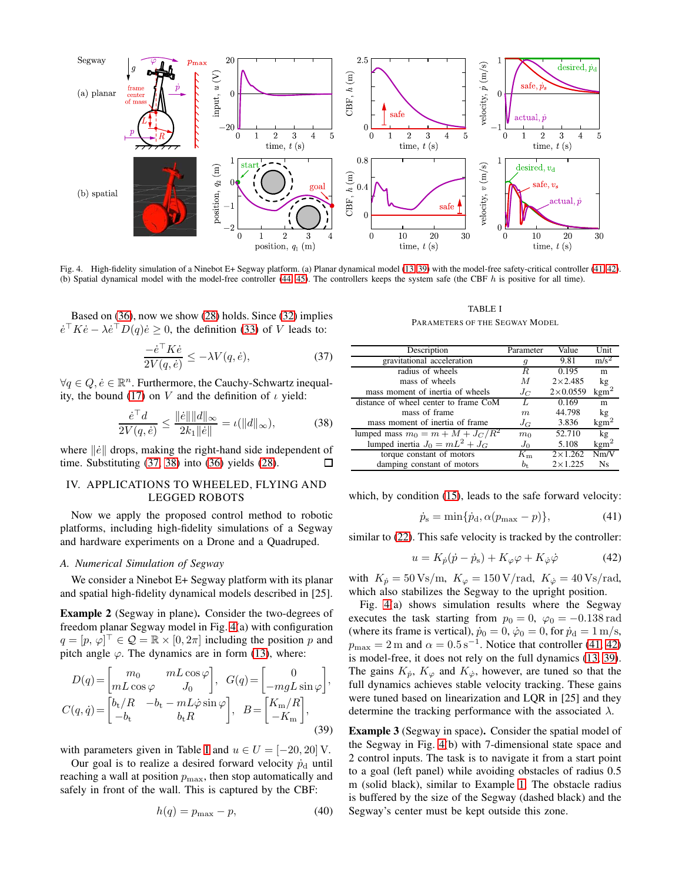Fig. 4. High-fidelity simulation of a Ninebot E+ Segway platform. (a) Planar dynamical model [13, 39] with the model-free safety-critical controller [41, 42]. (b) Spatial dynamical model with the model-free controller [44, 45]. The controllers keeps the system safe (the CBF $h$ is positive for all time).

Based on (36), now we show (28) holds. Since (32) implies $\dot{e}^\top K \dot{e} - \lambda \dot{e}^\top D(q) \dot{e} \geq 0$, the definition (33) of $V$ leads to:

$$\frac{-\dot{e}^\top K \dot{e}}{2V(q,\dot{e})} \leq -\lambda V(q,\dot{e}), \tag{37}$$

$\forall q \in Q, \dot{e} \in \mathbb{R}^n$. Furthermore, the Cauchy-Schwartz inequality, the bound (17) on $V$ and the definition of $\iota$ yield:

$$\frac{\dot{e}^\top d}{2V(q,\dot{e})} \leq \frac{\|\dot{e}\| \|d\|_\infty}{2k_1 \|\dot{e}\|} = \iota(\|d\|_\infty), \tag{38}$$

where $\|\dot{e}\|$ drops, making the right-hand side independent of time. Substituting (37, 38) into (36) yields (28). □

## IV. Applications to Wheeled, Flying and Legged Robots

Now we apply the proposed control method to robotic platforms, including high-fidelity simulations of a Segway and hardware experiments on a Drone and a Quadruped.

### A. Numerical Simulation of Segway

We consider a Ninebot E+ Segway platform with its planar and spatial high-fidelity dynamical models described in [25].

**Example 2** (Segway in plane). Consider the two-degrees of freedom planar Segway model in Fig. 4(a) with configuration $q = [p, \varphi]^\top \in \mathcal{Q} = \mathbb{R} \times [0, 2\pi]$ including the position $p$ and pitch angle $\varphi$. The dynamics are in form (13), where:

$$D(q) = \begin{bmatrix} m_0 & mL\cos\varphi \\ mL\cos\varphi & J_0 \end{bmatrix}, \quad G(q) = \begin{bmatrix} 0 \\ -mgL\sin\varphi \end{bmatrix},$$
$$C(q,\dot{q}) = \begin{bmatrix} b_t/R & -b_t - mL\dot{\varphi}\sin\varphi \\ -b_t & b_t R \end{bmatrix}, \quad B = \begin{bmatrix} K_m/R \\ -K_m \end{bmatrix}, \tag{39}$$

with parameters given in Table I and $u \in U = [-20, 20]$ V.

Our goal is to realize a desired forward velocity $\dot{p}_d$ until reaching a wall at position $p_{\max}$, then stop automatically and safely in front of the wall. This is captured by the CBF:

$$h(q) = p_{\max} - p, \tag{40}$$

TABLE I
Parameters of the Segway Model

| Description | Parameter | Value | Unit |
|---|---|---|---|
| gravitational acceleration | $g$ | 9.81 | m/s$^2$ |
| radius of wheels | $R$ | 0.195 | m |
| mass of wheels | $M$ | 2×2.485 | kg |
| mass moment of inertia of wheels | $J_C$ | 2×0.0559 | kgm$^2$ |
| distance of wheel center to frame CoM | $L$ | 0.169 | m |
| mass of frame | $m$ | 44.798 | kg |
| mass moment of inertia of frame | $J_G$ | 3.836 | kgm$^2$ |
| lumped mass $m_0 = m + M + J_C/R^2$ | $m_0$ | 52.710 | kg |
| lumped inertia $J_0 = mL^2 + J_G$ | $J_0$ | 5.108 | kgm$^2$ |
| torque constant of motors | $K_m$ | 2×1.262 | Nm/V |
| damping constant of motors | $b_t$ | 2×1.225 | Ns |

which, by condition (15), leads to the safe forward velocity:

$$\dot{p}_s = \min\{\dot{p}_d, \alpha(p_{\max} - p)\}, \tag{41}$$

similar to (22). This safe velocity is tracked by the controller:

$$u = K_{\dot{p}}(\dot{p} - \dot{p}_s) + K_\varphi \varphi + K_{\dot{\varphi}} \dot{\varphi} \tag{42}$$

with $K_{\dot{p}} = 50\,$Vs/m, $K_\varphi = 150\,$V/rad, $K_{\dot{\varphi}} = 40\,$Vs/rad, which also stabilizes the Segway to the upright position.

Fig. 4(a) shows simulation results where the Segway executes the task starting from $p_0 = 0$, $\varphi_0 = -0.138\,$rad (where its frame is vertical), $\dot{p}_0 = 0$, $\dot{\varphi}_0 = 0$, for $\dot{p}_d = 1\,$m/s, $p_{\max} = 2\,$m and $\alpha = 0.5\,$s$^{-1}$. Notice that controller (41, 42) is model-free, it does not rely on the full dynamics (13, 39). The gains $K_{\dot{p}}$, $K_\varphi$ and $K_{\dot{\varphi}}$, however, are tuned so that the full dynamics achieves stable velocity tracking. These gains were tuned based on linearization and LQR in [25] and they determine the tracking performance with the associated $\lambda$.

**Example 3** (Segway in space). Consider the spatial model of the Segway in Fig. 4(b) with 7-dimensional state space and 2 control inputs. The task is to navigate it from a start point to a goal (left panel) while avoiding obstacles of radius 0.5 m (solid black), similar to Example 1. The obstacle radius is buffered by the size of the Segway (dashed black) and the Segway's center must be kept outside this zone.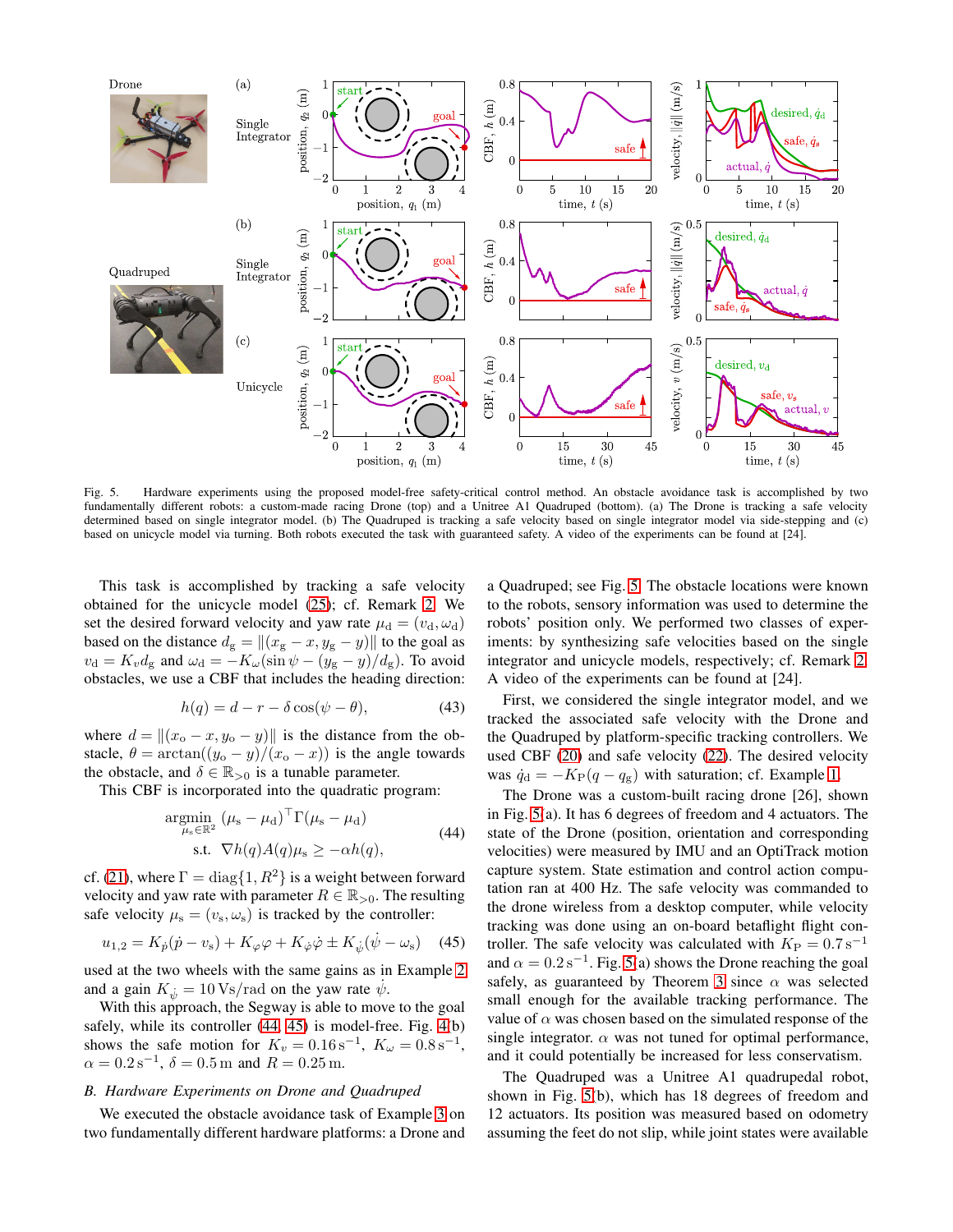Fig. 5. Hardware experiments using the proposed model-free safety-critical control method. An obstacle avoidance task is accomplished by two fundamentally different robots: a custom-made racing Drone (top) and a Unitree A1 Quadruped (bottom). (a) The Drone is tracking a safe velocity determined based on single integrator model. (b) The Quadruped is tracking a safe velocity based on single integrator model via side-stepping and (c) based on unicycle model via turning. Both robots executed the task with guaranteed safety. A video of the experiments can be found at [24].

This task is accomplished by tracking a safe velocity obtained for the unicycle model (25); cf. Remark 2. We set the desired forward velocity and yaw rate $\mu_{\rm d} = (v_{\rm d}, \omega_{\rm d})$ based on the distance $d_{\rm g} = \|(x_{\rm g} - x, y_{\rm g} - y)\|$ to the goal as $v_{\rm d} = K_v d_{\rm g}$ and $\omega_{\rm d} = -K_\omega (\sin\psi - (y_{\rm g} - y)/d_{\rm g})$. To avoid obstacles, we use a CBF that includes the heading direction:

$$h(q) = d - r - \delta \cos(\psi - \theta), \tag{43}$$

where $d = \|(x_{\rm o} - x, y_{\rm o} - y)\|$ is the distance from the obstacle, $\theta = \arctan((y_{\rm o} - y)/(x_{\rm o} - x))$ is the angle towards the obstacle, and $\delta \in \mathbb{R}_{>0}$ is a tunable parameter.

This CBF is incorporated into the quadratic program:

$$\begin{aligned} \underset{\mu_{\rm s} \in \mathbb{R}^2}{\operatorname{argmin}} \;& (\mu_{\rm s} - \mu_{\rm d})^\top \Gamma (\mu_{\rm s} - \mu_{\rm d}) \\ \text{s.t.} \;& \nabla h(q) A(q) \mu_{\rm s} \geq -\alpha h(q), \end{aligned} \tag{44}$$

cf. (21), where $\Gamma = \operatorname{diag}\{1, R^2\}$ is a weight between forward velocity and yaw rate with parameter $R \in \mathbb{R}_{>0}$. The resulting safe velocity $\mu_{\rm s} = (v_{\rm s}, \omega_{\rm s})$ is tracked by the controller:

$$u_{1,2} = K_{\dot{p}}(\dot{p} - v_{\rm s}) + K_\varphi \varphi + K_{\dot{\varphi}} \dot{\varphi} \pm K_{\dot{\psi}}(\dot{\psi} - \omega_{\rm s}) \tag{45}$$

used at the two wheels with the same gains as in Example 2 and a gain $K_{\dot{\psi}} = 10\,\mathrm{Vs/rad}$ on the yaw rate $\dot{\psi}$.

With this approach, the Segway is able to move to the goal safely, while its controller (44, 45) is model-free. Fig. 4(b) shows the safe motion for $K_v = 0.16\,\mathrm{s}^{-1}$, $K_\omega = 0.8\,\mathrm{s}^{-1}$, $\alpha = 0.2\,\mathrm{s}^{-1}$, $\delta = 0.5\,\mathrm{m}$ and $R = 0.25\,\mathrm{m}$.

### B. Hardware Experiments on Drone and Quadruped

We executed the obstacle avoidance task of Example 3 on two fundamentally different hardware platforms: a Drone and a Quadruped; see Fig. 5. The obstacle locations were known to the robots, sensory information was used to determine the robots' position only. We performed two classes of experiments: by synthesizing safe velocities based on the single integrator and unicycle models, respectively; cf. Remark 2. A video of the experiments can be found at [24].

First, we considered the single integrator model, and we tracked the associated safe velocity with the Drone and the Quadruped by platform-specific tracking controllers. We used CBF (20) and safe velocity (22). The desired velocity was $\dot{q}_{\rm d} = -K_{\rm P}(q - q_{\rm g})$ with saturation; cf. Example 1.

The Drone was a custom-built racing drone [26], shown in Fig. 5(a). It has 6 degrees of freedom and 4 actuators. The state of the Drone (position, orientation and corresponding velocities) were measured by IMU and an OptiTrack motion capture system. State estimation and control action computation ran at 400 Hz. The safe velocity was commanded to the drone wireless from a desktop computer, while velocity tracking was done using an on-board betaflight flight controller. The safe velocity was calculated with $K_{\rm P} = 0.7\,\mathrm{s}^{-1}$ and $\alpha = 0.2\,\mathrm{s}^{-1}$. Fig. 5(a) shows the Drone reaching the goal safely, as guaranteed by Theorem 3 since $\alpha$ was selected small enough for the available tracking performance. The value of $\alpha$ was chosen based on the simulated response of the single integrator. $\alpha$ was not tuned for optimal performance, and it could potentially be increased for less conservatism.

The Quadruped was a Unitree A1 quadrupedal robot, shown in Fig. 5(b), which has 18 degrees of freedom and 12 actuators. Its position was measured based on odometry assuming the feet do not slip, while joint states were available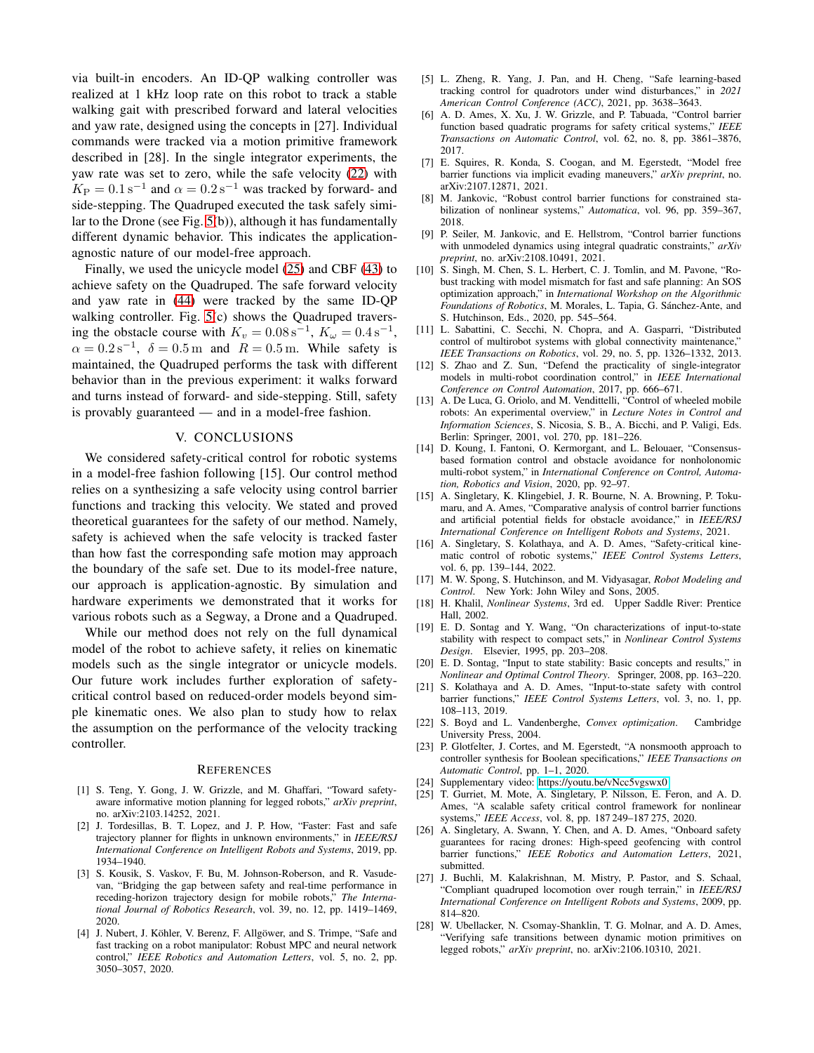via built-in encoders. An ID-QP walking controller was realized at 1 kHz loop rate on this robot to track a stable walking gait with prescribed forward and lateral velocities and yaw rate, designed using the concepts in [27]. Individual commands were tracked via a motion primitive framework described in [28]. In the single integrator experiments, the yaw rate was set to zero, while the safe velocity (22) with $K_{\rm P} = 0.1\,{\rm s}^{-1}$ and $\alpha = 0.2\,{\rm s}^{-1}$ was tracked by forward- and side-stepping. The Quadruped executed the task safely similar to the Drone (see Fig. 5(b)), although it has fundamentally different dynamic behavior. This indicates the application-agnostic nature of our model-free approach.

Finally, we used the unicycle model (25) and CBF (43) to achieve safety on the Quadruped. The safe forward velocity and yaw rate in (44) were tracked by the same ID-QP walking controller. Fig. 5(c) shows the Quadruped traversing the obstacle course with $K_v = 0.08\,{\rm s}^{-1}$, $K_\omega = 0.4\,{\rm s}^{-1}$, $\alpha = 0.2\,{\rm s}^{-1}$, $\delta = 0.5\,{\rm m}$ and $R = 0.5\,{\rm m}$. While safety is maintained, the Quadruped performs the task with different behavior than in the previous experiment: it walks forward and turns instead of forward- and side-stepping. Still, safety is provably guaranteed — and in a model-free fashion.

## V. CONCLUSIONS

We considered safety-critical control for robotic systems in a model-free fashion following [15]. Our control method relies on a synthesizing a safe velocity using control barrier functions and tracking this velocity. We stated and proved theoretical guarantees for the safety of our method. Namely, safety is achieved when the safe velocity is tracked faster than how fast the corresponding safe motion may approach the boundary of the safe set. Due to its model-free nature, our approach is application-agnostic. By simulation and hardware experiments we demonstrated that it works for various robots such as a Segway, a Drone and a Quadruped.

While our method does not rely on the full dynamical model of the robot to achieve safety, it relies on kinematic models such as the single integrator or unicycle models. Our future work includes further exploration of safety-critical control based on reduced-order models beyond simple kinematic ones. We also plan to study how to relax the assumption on the performance of the velocity tracking controller.

## REFERENCES

[1] S. Teng, Y. Gong, J. W. Grizzle, and M. Ghaffari, "Toward safety-aware informative motion planning for legged robots," *arXiv preprint*, no. arXiv:2103.14252, 2021.

[2] J. Tordesillas, B. T. Lopez, and J. P. How, "Faster: Fast and safe trajectory planner for flights in unknown environments," in *IEEE/RSJ International Conference on Intelligent Robots and Systems*, 2019, pp. 1934–1940.

[3] S. Kousik, S. Vaskov, F. Bu, M. Johnson-Roberson, and R. Vasudevan, "Bridging the gap between safety and real-time performance in receding-horizon trajectory design for mobile robots," *The International Journal of Robotics Research*, vol. 39, no. 12, pp. 1419–1469, 2020.

[4] J. Nubert, J. Köhler, V. Berenz, F. Allgöwer, and S. Trimpe, "Safe and fast tracking on a robot manipulator: Robust MPC and neural network control," *IEEE Robotics and Automation Letters*, vol. 5, no. 2, pp. 3050–3057, 2020.

[5] L. Zheng, R. Yang, J. Pan, and H. Cheng, "Safe learning-based tracking control for quadrotors under wind disturbances," in *2021 American Control Conference (ACC)*, 2021, pp. 3638–3643.

[6] A. D. Ames, X. Xu, J. W. Grizzle, and P. Tabuada, "Control barrier function based quadratic programs for safety critical systems," *IEEE Transactions on Automatic Control*, vol. 62, no. 8, pp. 3861–3876, 2017.

[7] E. Squires, R. Konda, S. Coogan, and M. Egerstedt, "Model free barrier functions via implicit evading maneuvers," *arXiv preprint*, no. arXiv:2107.12871, 2021.

[8] M. Jankovic, "Robust control barrier functions for constrained stabilization of nonlinear systems," *Automatica*, vol. 96, pp. 359–367, 2018.

[9] P. Seiler, M. Jankovic, and E. Hellstrom, "Control barrier functions with unmodeled dynamics using integral quadratic constraints," *arXiv preprint*, no. arXiv:2108.10491, 2021.

[10] S. Singh, M. Chen, S. L. Herbert, C. J. Tomlin, and M. Pavone, "Robust tracking with model mismatch for fast and safe planning: An SOS optimization approach," in *International Workshop on the Algorithmic Foundations of Robotics*, M. Morales, L. Tapia, G. Sánchez-Ante, and S. Hutchinson, Eds., 2020, pp. 545–564.

[11] L. Sabattini, C. Secchi, N. Chopra, and A. Gasparri, "Distributed control of multirobot systems with global connectivity maintenance," *IEEE Transactions on Robotics*, vol. 29, no. 5, pp. 1326–1332, 2013.

[12] S. Zhao and Z. Sun, "Defend the practicality of single-integrator models in multi-robot coordination control," in *IEEE International Conference on Control Automation*, 2017, pp. 666–671.

[13] A. De Luca, G. Oriolo, and M. Vendittelli, "Control of wheeled mobile robots: An experimental overview," in *Lecture Notes in Control and Information Sciences*, S. Nicosia, S. B., A. Bicchi, and P. Valigi, Eds. Berlin: Springer, 2001, vol. 270, pp. 181–226.

[14] D. Koung, I. Fantoni, O. Kermorgant, and L. Belouaer, "Consensus-based formation control and obstacle avoidance for nonholonomic multi-robot system," in *International Conference on Control, Automation, Robotics and Vision*, 2020, pp. 92–97.

[15] A. Singletary, K. Klingebiel, J. R. Bourne, N. A. Browning, P. Tokumaru, and A. Ames, "Comparative analysis of control barrier functions and artificial potential fields for obstacle avoidance," in *IEEE/RSJ International Conference on Intelligent Robots and Systems*, 2021.

[16] A. Singletary, S. Kolathaya, and A. D. Ames, "Safety-critical kinematic control of robotic systems," *IEEE Control Systems Letters*, vol. 6, pp. 139–144, 2022.

[17] M. W. Spong, S. Hutchinson, and M. Vidyasagar, *Robot Modeling and Control*. New York: John Wiley and Sons, 2005.

[18] H. Khalil, *Nonlinear Systems*, 3rd ed. Upper Saddle River: Prentice Hall, 2002.

[19] E. D. Sontag and Y. Wang, "On characterizations of input-to-state stability with respect to compact sets," in *Nonlinear Control Systems Design*. Elsevier, 1995, pp. 203–208.

[20] E. D. Sontag, "Input to state stability: Basic concepts and results," in *Nonlinear and Optimal Control Theory*. Springer, 2008, pp. 163–220.

[21] S. Kolathaya and A. D. Ames, "Input-to-state safety with control barrier functions," *IEEE Control Systems Letters*, vol. 3, no. 1, pp. 108–113, 2019.

[22] S. Boyd and L. Vandenberghe, *Convex optimization*. Cambridge University Press, 2004.

[23] P. Glotfelter, J. Cortes, and M. Egerstedt, "A nonsmooth approach to controller synthesis for Boolean specifications," *IEEE Transactions on Automatic Control*, pp. 1–1, 2020.

[24] Supplementary video: https://youtu.be/vNcc5vgswx0

[25] T. Gurriet, M. Mote, A. Singletary, P. Nilsson, E. Feron, and A. D. Ames, "A scalable safety critical control framework for nonlinear systems," *IEEE Access*, vol. 8, pp. 187 249–187 275, 2020.

[26] A. Singletary, A. Swann, Y. Chen, and A. D. Ames, "Onboard safety guarantees for racing drones: High-speed geofencing with control barrier functions," *IEEE Robotics and Automation Letters*, 2021, submitted.

[27] J. Buchli, M. Kalakrishnan, M. Mistry, P. Pastor, and S. Schaal, "Compliant quadruped locomotion over rough terrain," in *IEEE/RSJ International Conference on Intelligent Robots and Systems*, 2009, pp. 814–820.

[28] W. Ubellacker, N. Csomay-Shanklin, T. G. Molnar, and A. D. Ames, "Verifying safe transitions between dynamic motion primitives on legged robots," *arXiv preprint*, no. arXiv:2106.10310, 2021.